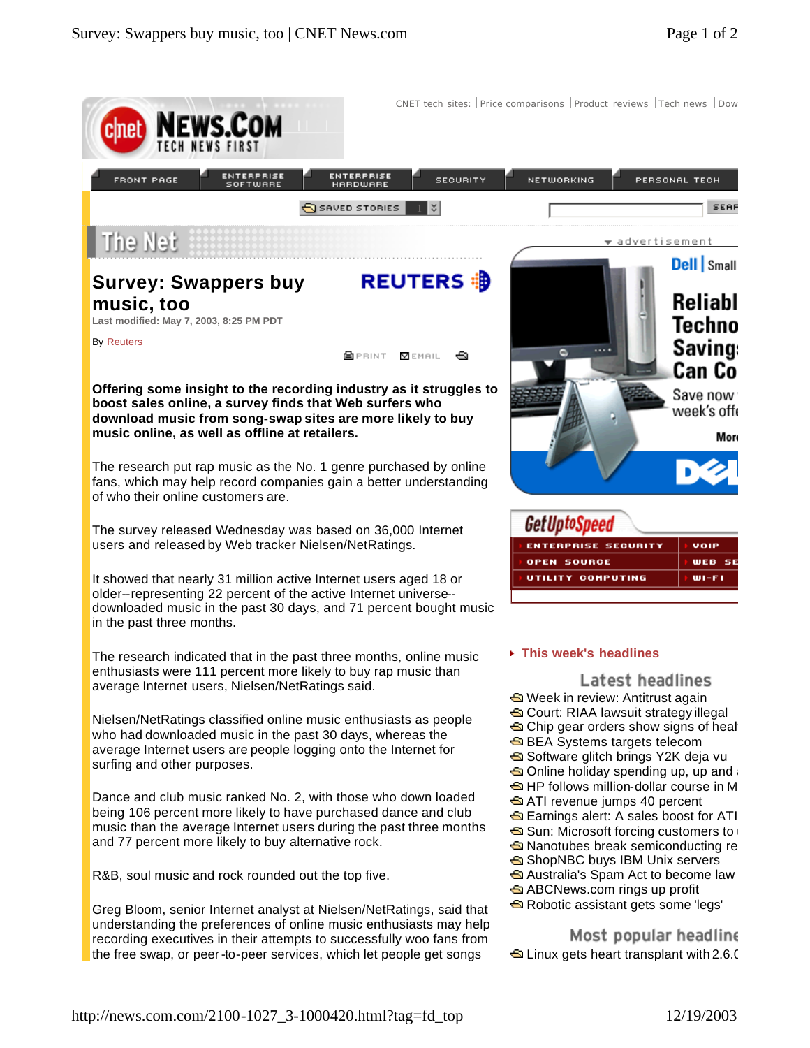# Survey: Swappers buy music, too

Last modified: May 7, 2003, 8:25 PM PDT

By Reuters

**Offering some insight to the recording industry as it struggles to boost sales online, a survey finds that Web surfers who download music from song-swap sites are more likely to buy music online, as well as offline at retailers.**

The research put rap music as the No. 1 genre purchased by online fans, which may help record companies gain a better understanding of who their online customers are.

The survey released Wednesday was based on 36,000 Internet users and released by Web tracker Nielsen/NetRatings.

It showed that nearly 31 million active Internet users aged 18 or older--representing 22 percent of the active Internet universe--downloaded music in the past 30 days, and 71 percent bought music in the past three months.

The research indicated that in the past three months, online music enthusiasts were 111 percent more likely to buy rap music than average Internet users, Nielsen/NetRatings said.

Nielsen/NetRatings classified online music enthusiasts as people who had downloaded music in the past 30 days, whereas the average Internet users are people logging onto the Internet for surfing and other purposes.

Dance and club music ranked No. 2, with those who down loaded being 106 percent more likely to have purchased dance and club music than the average Internet users during the past three months and 77 percent more likely to buy alternative rock.

R&B, soul music and rock rounded out the top five.

Greg Bloom, senior Internet analyst at Nielsen/NetRatings, said that understanding the preferences of online music enthusiasts may help recording executives in their attempts to successfully woo fans from the free swap, or peer-to-peer services, which let people get songs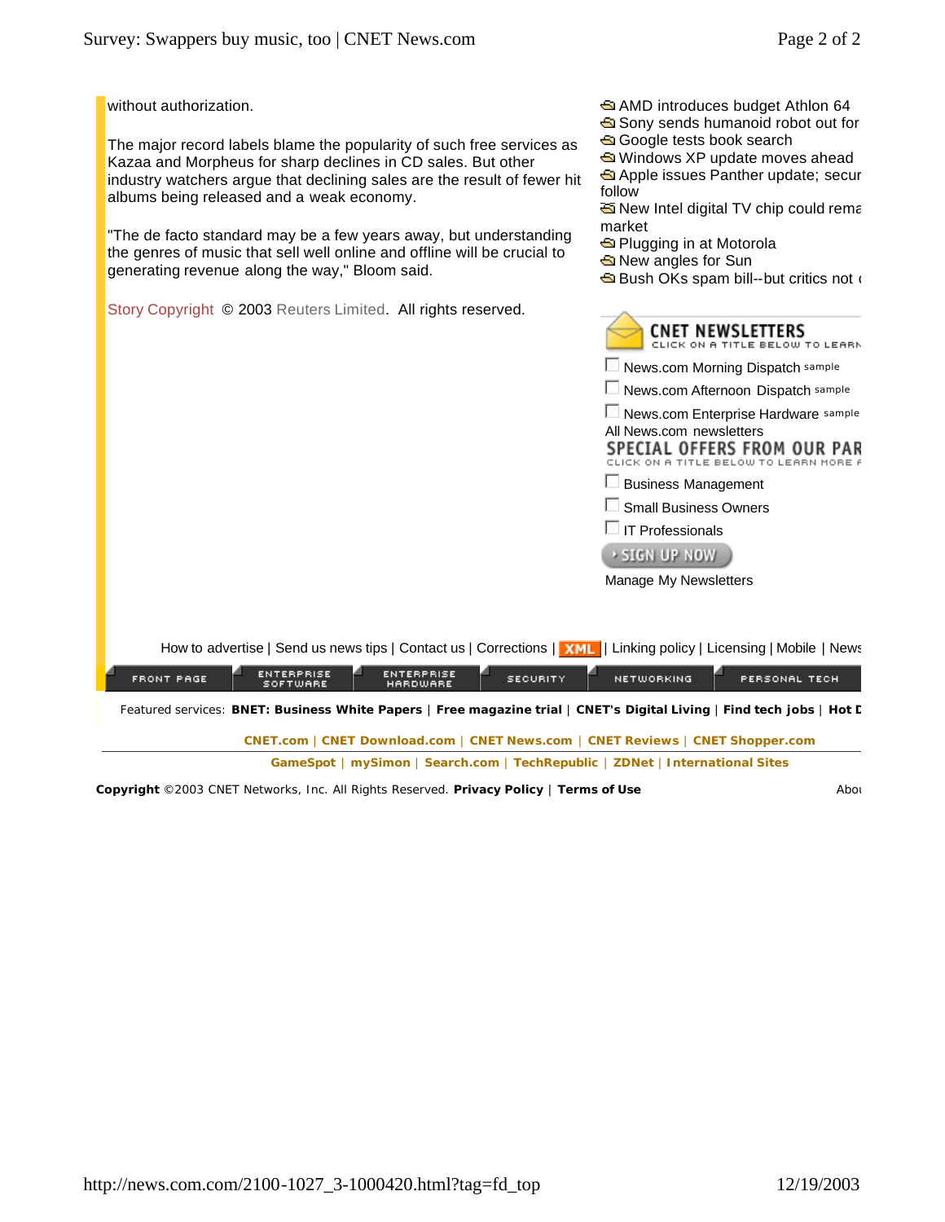without authorization.

The major record labels blame the popularity of such free services as Kazaa and Morpheus for sharp declines in CD sales. But other industry watchers argue that declining sales are the result of fewer hit albums being released and a weak economy.

"The de facto standard may be a few years away, but understanding the genres of music that sell well online and offline will be crucial to generating revenue along the way," Bloom said.

Story Copyright © 2003 Reuters Limited. All rights reserved.

- AMD introduces budget Athlon 64
- Sony sends humanoid robot out for
- Google tests book search
- Windows XP update moves ahead
- Apple issues Panther update; secur follow
- New Intel digital TV chip could rema market
- Plugging in at Motorola
- New angles for Sun
- Bush OKs spam bill--but critics not

**CNET NEWSLETTERS**
CLICK ON A TITLE BELOW TO LEARN

- News.com Morning Dispatch sample
- News.com Afternoon Dispatch sample
- News.com Enterprise Hardware sample

All News.com newsletters

**SPECIAL OFFERS FROM OUR PAR**
CLICK ON A TITLE BELOW TO LEARN MORE A

- Business Management
- Small Business Owners
- IT Professionals

SIGN UP NOW

Manage My Newsletters

How to advertise | Send us news tips | Contact us | Corrections | XML | Linking policy | Licensing | Mobile | News

FRONT PAGE | ENTERPRISE SOFTWARE | ENTERPRISE HARDWARE | SECURITY | NETWORKING | PERSONAL TECH

Featured services: **BNET: Business White Papers** | **Free magazine trial** | **CNET's Digital Living** | **Find tech jobs** | **Hot D**

**CNET.com** | **CNET Download.com** | **CNET News.com** | **CNET Reviews** | **CNET Shopper.com**

**GameSpot** | **mySimon** | **Search.com** | **TechRepublic** | **ZDNet** | **International Sites**

**Copyright** ©2003 CNET Networks, Inc. All Rights Reserved. **Privacy Policy** | **Terms of Use** Abou